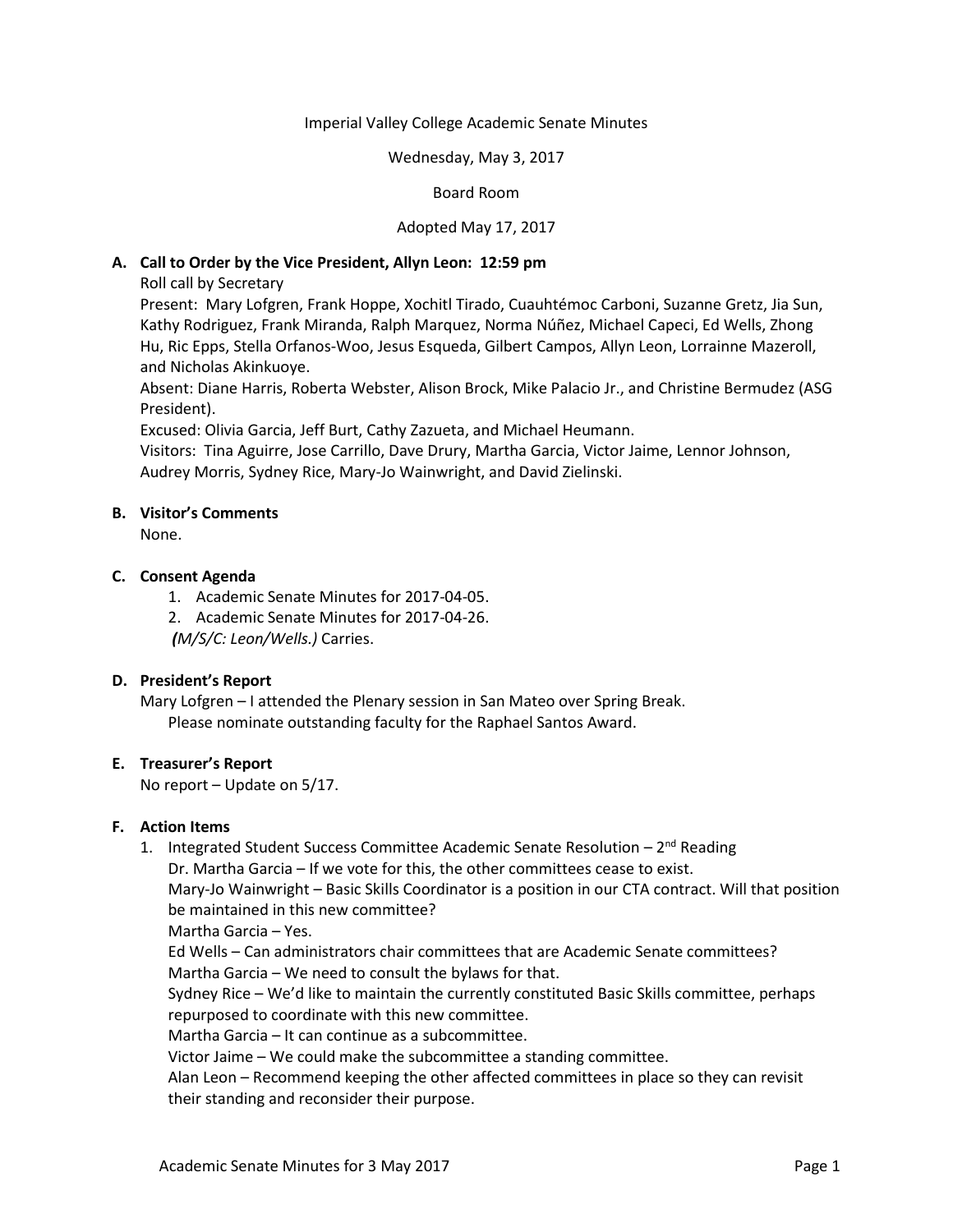Imperial Valley College Academic Senate Minutes

Wednesday, May 3, 2017

Board Room

Adopted May 17, 2017

**A. Call to Order by the Vice President, Allyn Leon: 12:59 pm**

Roll call by Secretary

Present: Mary Lofgren, Frank Hoppe, Xochitl Tirado, Cuauhtémoc Carboni, Suzanne Gretz, Jia Sun, Kathy Rodriguez, Frank Miranda, Ralph Marquez, Norma Núñez, Michael Capeci, Ed Wells, Zhong Hu, Ric Epps, Stella Orfanos-Woo, Jesus Esqueda, Gilbert Campos, Allyn Leon, Lorrainne Mazeroll, and Nicholas Akinkuoye.

Absent: Diane Harris, Roberta Webster, Alison Brock, Mike Palacio Jr., and Christine Bermudez (ASG President).

Excused: Olivia Garcia, Jeff Burt, Cathy Zazueta, and Michael Heumann.

Visitors: Tina Aguirre, Jose Carrillo, Dave Drury, Martha Garcia, Victor Jaime, Lennor Johnson, Audrey Morris, Sydney Rice, Mary-Jo Wainwright, and David Zielinski.

**B. Visitor's Comments**

None.

**C. Consent Agenda**

1. Academic Senate Minutes for 2017-04-05.
2. Academic Senate Minutes for 2017-04-26.

***(M/S/C: Leon/Wells.)*** Carries.

**D. President's Report**

Mary Lofgren – I attended the Plenary session in San Mateo over Spring Break.

Please nominate outstanding faculty for the Raphael Santos Award.

**E. Treasurer's Report**

No report – Update on 5/17.

**F. Action Items**

1. Integrated Student Success Committee Academic Senate Resolution – 2nd Reading

   Dr. Martha Garcia – If we vote for this, the other committees cease to exist.

   Mary-Jo Wainwright – Basic Skills Coordinator is a position in our CTA contract. Will that position be maintained in this new committee?

   Martha Garcia – Yes.

   Ed Wells – Can administrators chair committees that are Academic Senate committees?

   Martha Garcia – We need to consult the bylaws for that.

   Sydney Rice – We'd like to maintain the currently constituted Basic Skills committee, perhaps repurposed to coordinate with this new committee.

   Martha Garcia – It can continue as a subcommittee.

   Victor Jaime – We could make the subcommittee a standing committee.

   Alan Leon – Recommend keeping the other affected committees in place so they can revisit their standing and reconsider their purpose.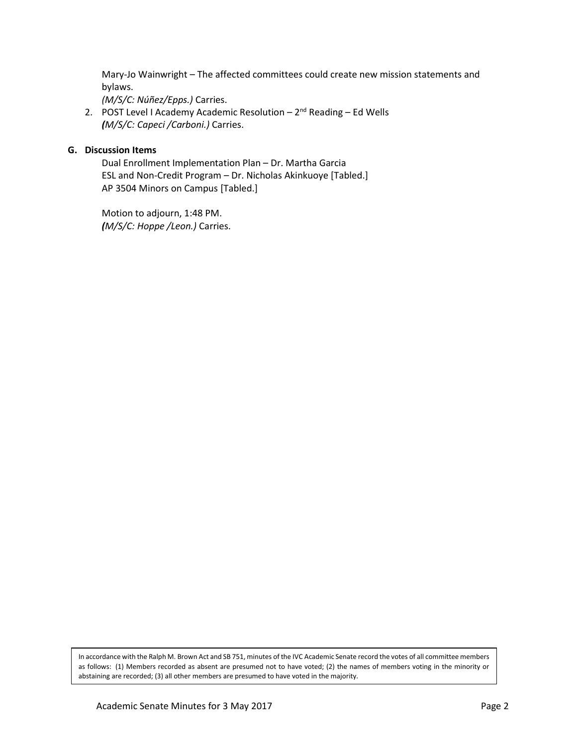Mary-Jo Wainwright – The affected committees could create new mission statements and bylaws.
*(M/S/C: Núñez/Epps.)* Carries.

2. POST Level I Academy Academic Resolution – 2nd Reading – Ed Wells
*(M/S/C: Capeci /Carboni.)* Carries.

**G. Discussion Items**

Dual Enrollment Implementation Plan – Dr. Martha Garcia
ESL and Non-Credit Program – Dr. Nicholas Akinkuoye [Tabled.]
AP 3504 Minors on Campus [Tabled.]

Motion to adjourn, 1:48 PM.
*(M/S/C: Hoppe /Leon.)* Carries.

In accordance with the Ralph M. Brown Act and SB 751, minutes of the IVC Academic Senate record the votes of all committee members as follows: (1) Members recorded as absent are presumed not to have voted; (2) the names of members voting in the minority or abstaining are recorded; (3) all other members are presumed to have voted in the majority.

Academic Senate Minutes for 3 May 2017